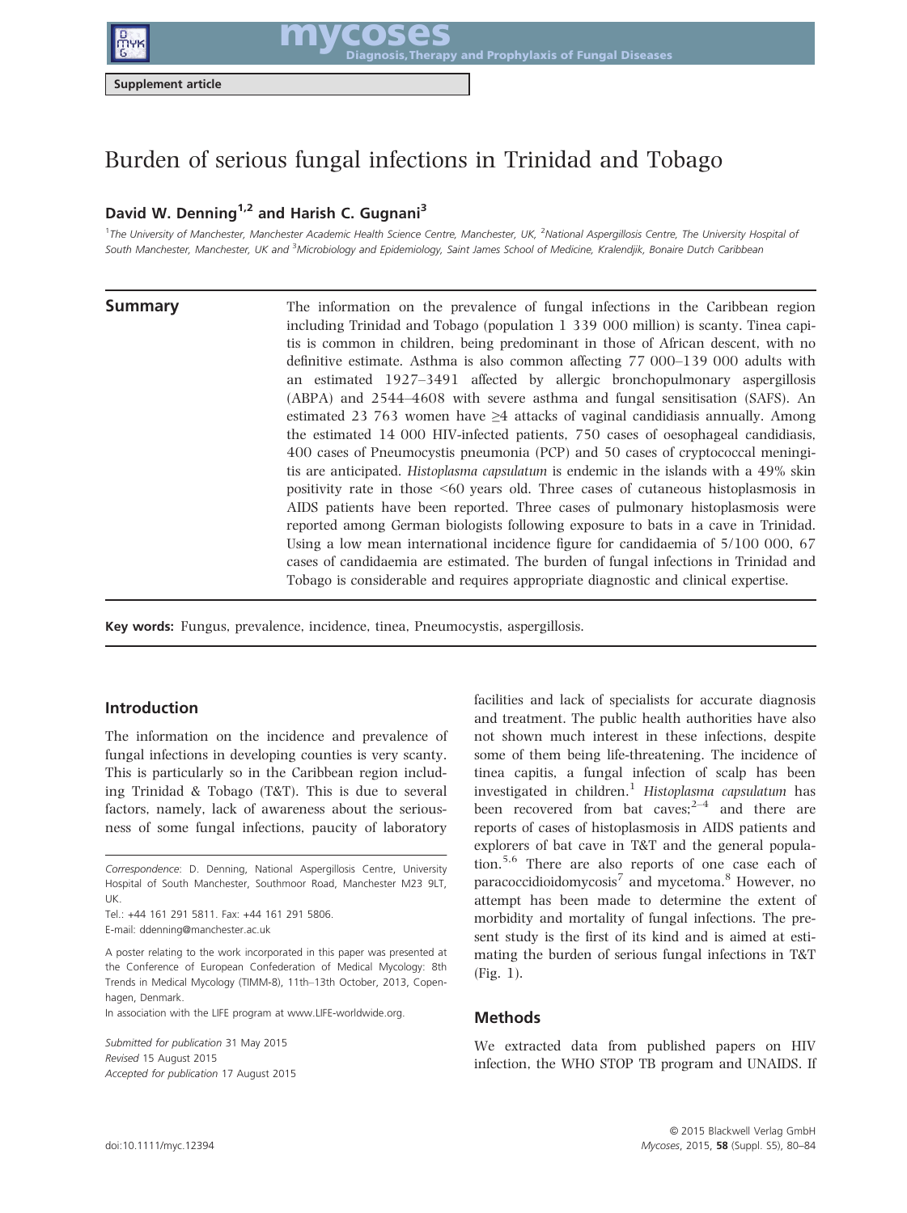Supplement article

# Burden of serious fungal infections in Trinidad and Tobago

**David W. Denning[1,2] and Harish C. Gugnani[3]**

[1]The University of Manchester, Manchester Academic Health Science Centre, Manchester, UK, [2]National Aspergillosis Centre, The University Hospital of South Manchester, Manchester, UK and [3]Microbiology and Epidemiology, Saint James School of Medicine, Kralendjik, Bonaire Dutch Caribbean

## Summary

The information on the prevalence of fungal infections in the Caribbean region including Trinidad and Tobago (population 1 339 000 million) is scanty. Tinea capitis is common in children, being predominant in those of African descent, with no definitive estimate. Asthma is also common affecting 77 000–139 000 adults with an estimated 1927–3491 affected by allergic bronchopulmonary aspergillosis (ABPA) and 2544–4608 with severe asthma and fungal sensitisation (SAFS). An estimated 23 763 women have ≥4 attacks of vaginal candidiasis annually. Among the estimated 14 000 HIV-infected patients, 750 cases of oesophageal candidiasis, 400 cases of Pneumocystis pneumonia (PCP) and 50 cases of cryptococcal meningitis are anticipated. *Histoplasma capsulatum* is endemic in the islands with a 49% skin positivity rate in those <60 years old. Three cases of cutaneous histoplasmosis in AIDS patients have been reported. Three cases of pulmonary histoplasmosis were reported among German biologists following exposure to bats in a cave in Trinidad. Using a low mean international incidence figure for candidaemia of 5/100 000, 67 cases of candidaemia are estimated. The burden of fungal infections in Trinidad and Tobago is considerable and requires appropriate diagnostic and clinical expertise.

**Key words:** Fungus, prevalence, incidence, tinea, Pneumocystis, aspergillosis.

## Introduction

The information on the incidence and prevalence of fungal infections in developing counties is very scanty. This is particularly so in the Caribbean region including Trinidad & Tobago (T&T). This is due to several factors, namely, lack of awareness about the seriousness of some fungal infections, paucity of laboratory facilities and lack of specialists for accurate diagnosis and treatment. The public health authorities have also not shown much interest in these infections, despite some of them being life-threatening. The incidence of tinea capitis, a fungal infection of scalp has been investigated in children.[1] *Histoplasma capsulatum* has been recovered from bat caves;[2–4] and there are reports of cases of histoplasmosis in AIDS patients and explorers of bat cave in T&T and the general population.[5,6] There are also reports of one case each of paracoccidioidomycosis[7] and mycetoma.[8] However, no attempt has been made to determine the extent of morbidity and mortality of fungal infections. The present study is the first of its kind and is aimed at estimating the burden of serious fungal infections in T&T (Fig. 1).

## Methods

We extracted data from published papers on HIV infection, the WHO STOP TB program and UNAIDS. If

Correspondence: D. Denning, National Aspergillosis Centre, University Hospital of South Manchester, Southmoor Road, Manchester M23 9LT, UK.
Tel.: +44 161 291 5811. Fax: +44 161 291 5806.
E-mail: ddenning@manchester.ac.uk

A poster relating to the work incorporated in this paper was presented at the Conference of European Confederation of Medical Mycology: 8th Trends in Medical Mycology (TIMM-8), 11th–13th October, 2013, Copenhagen, Denmark.
In association with the LIFE program at www.LIFE-worldwide.org.

*Submitted for publication* 31 May 2015
*Revised* 15 August 2015
*Accepted for publication* 17 August 2015

doi:10.1111/myc.12394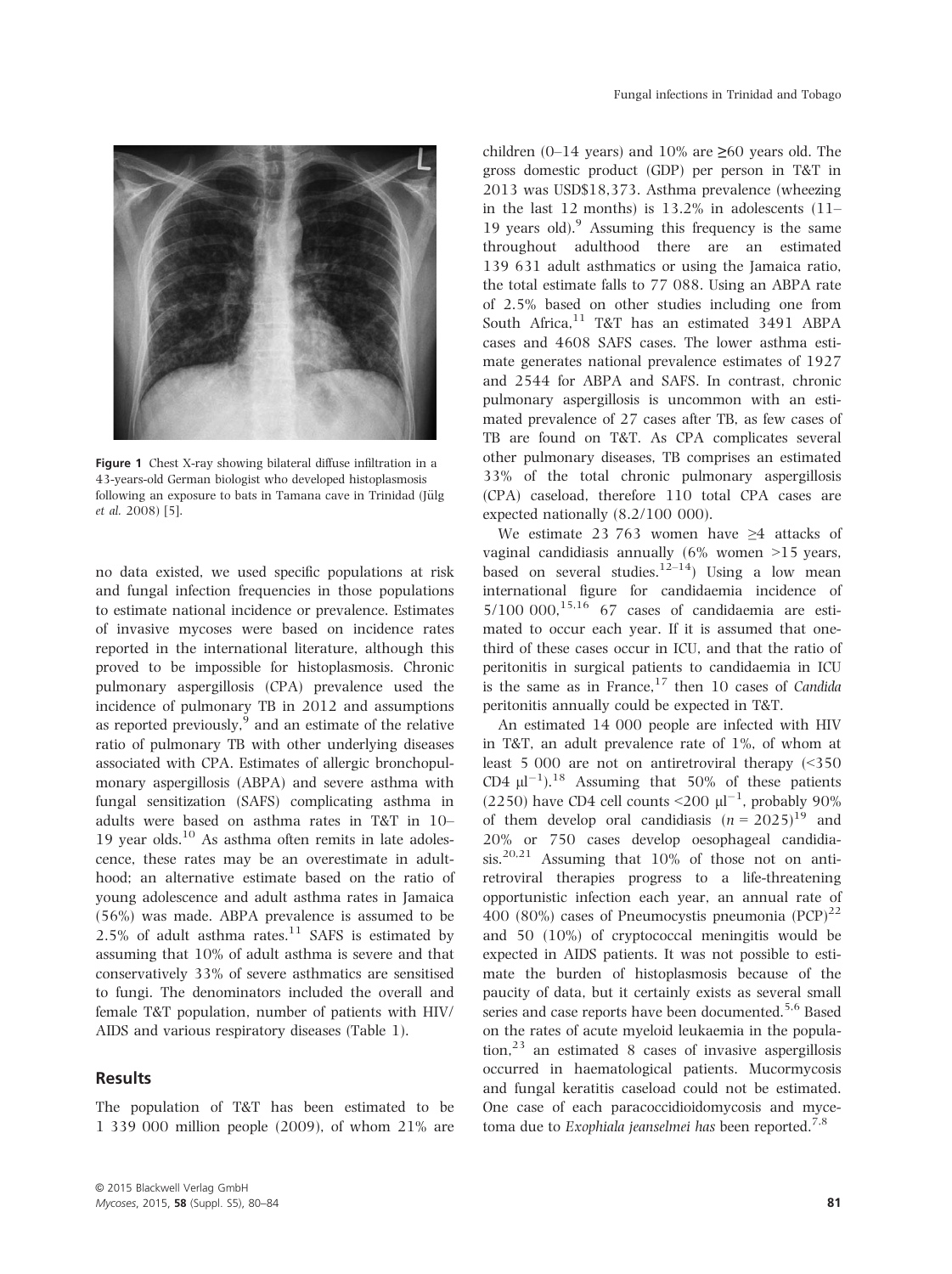Figure 1 Chest X-ray showing bilateral diffuse infiltration in a 43-years-old German biologist who developed histoplasmosis following an exposure to bats in Tamana cave in Trinidad (Jülg *et al.* 2008) [5].

no data existed, we used specific populations at risk and fungal infection frequencies in those populations to estimate national incidence or prevalence. Estimates of invasive mycoses were based on incidence rates reported in the international literature, although this proved to be impossible for histoplasmosis. Chronic pulmonary aspergillosis (CPA) prevalence used the incidence of pulmonary TB in 2012 and assumptions as reported previously,[9] and an estimate of the relative ratio of pulmonary TB with other underlying diseases associated with CPA. Estimates of allergic bronchopulmonary aspergillosis (ABPA) and severe asthma with fungal sensitization (SAFS) complicating asthma in adults were based on asthma rates in T&T in 10–19 year olds.[10] As asthma often remits in late adolescence, these rates may be an overestimate in adulthood; an alternative estimate based on the ratio of young adolescence and adult asthma rates in Jamaica (56%) was made. ABPA prevalence is assumed to be 2.5% of adult asthma rates.[11] SAFS is estimated by assuming that 10% of adult asthma is severe and that conservatively 33% of severe asthmatics are sensitised to fungi. The denominators included the overall and female T&T population, number of patients with HIV/AIDS and various respiratory diseases (Table 1).

## Results

The population of T&T has been estimated to be 1 339 000 million people (2009), of whom 21% are children (0–14 years) and 10% are ≥60 years old. The gross domestic product (GDP) per person in T&T in 2013 was USD$18,373. Asthma prevalence (wheezing in the last 12 months) is 13.2% in adolescents (11–19 years old).[9] Assuming this frequency is the same throughout adulthood there are an estimated 139 631 adult asthmatics or using the Jamaica ratio, the total estimate falls to 77 088. Using an ABPA rate of 2.5% based on other studies including one from South Africa,[11] T&T has an estimated 3491 ABPA cases and 4608 SAFS cases. The lower asthma estimate generates national prevalence estimates of 1927 and 2544 for ABPA and SAFS. In contrast, chronic pulmonary aspergillosis is uncommon with an estimated prevalence of 27 cases after TB, as few cases of TB are found on T&T. As CPA complicates several other pulmonary diseases, TB comprises an estimated 33% of the total chronic pulmonary aspergillosis (CPA) caseload, therefore 110 total CPA cases are expected nationally (8.2/100 000).

We estimate 23 763 women have ≥4 attacks of vaginal candidiasis annually (6% women >15 years, based on several studies.[12–14]) Using a low mean international figure for candidaemia incidence of 5/100 000,[15,16] 67 cases of candidaemia are estimated to occur each year. If it is assumed that one-third of these cases occur in ICU, and that the ratio of peritonitis in surgical patients to candidaemia in ICU is the same as in France,[17] then 10 cases of *Candida* peritonitis annually could be expected in T&T.

An estimated 14 000 people are infected with HIV in T&T, an adult prevalence rate of 1%, of whom at least 5 000 are not on antiretroviral therapy (<350 CD4 $\mu l^{-1}$).[18] Assuming that 50% of these patients (2250) have CD4 cell counts <200 $\mu l^{-1}$, probably 90% of them develop oral candidiasis ($n = 2025$)[19] and 20% or 750 cases develop oesophageal candidiasis.[20,21] Assuming that 10% of those not on antiretroviral therapies progress to a life-threatening opportunistic infection each year, an annual rate of 400 (80%) cases of Pneumocystis pneumonia (PCP)[22] and 50 (10%) of cryptococcal meningitis would be expected in AIDS patients. It was not possible to estimate the burden of histoplasmosis because of the paucity of data, but it certainly exists as several small series and case reports have been documented.[5,6] Based on the rates of acute myeloid leukaemia in the population,[23] an estimated 8 cases of invasive aspergillosis occurred in haematological patients. Mucormycosis and fungal keratitis caseload could not be estimated. One case of each paracoccidioidomycosis and mycetoma due to *Exophiala jeanselmei has* been reported.[7,8]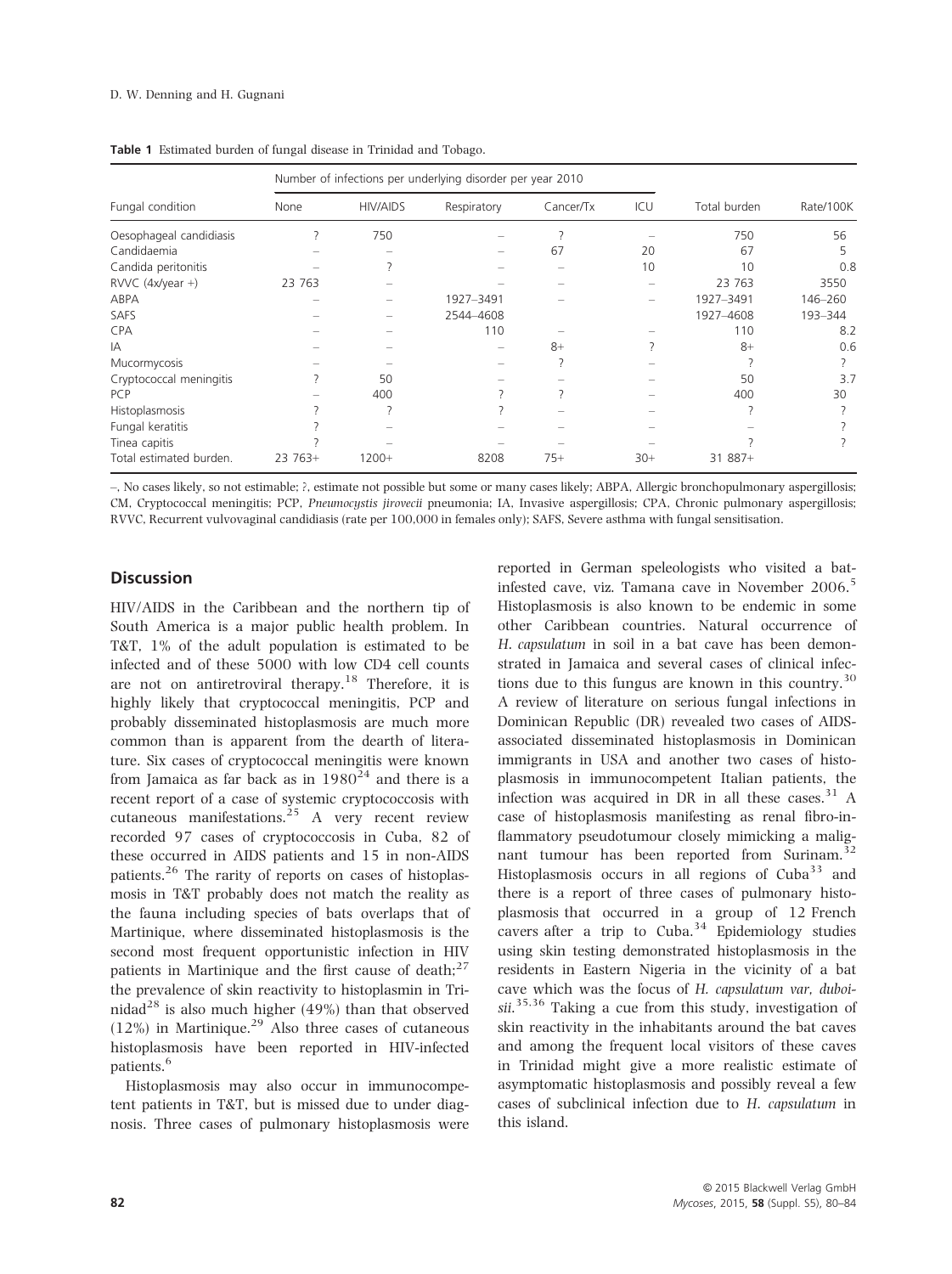**Table 1** Estimated burden of fungal disease in Trinidad and Tobago.

| Fungal condition | Number of infections per underlying disorder per year 2010 | | | | | Total burden | Rate/100K |
|---|---|---|---|---|---|---|---|
| | None | HIV/AIDS | Respiratory | Cancer/Tx | ICU | | |
| Oesophageal candidiasis | ? | 750 | – | ? | – | 750 | 56 |
| Candidaemia | – | – | – | 67 | 20 | 67 | 5 |
| Candida peritonitis | – | ? | – | – | 10 | 10 | 0.8 |
| RVVC (4x/year +) | 23 763 | – | – | – | – | 23 763 | 3550 |
| ABPA | – | – | 1927–3491 | – | – | 1927–3491 | 146–260 |
| SAFS | – | – | 2544–4608 | | | 1927–4608 | 193–344 |
| CPA | – | – | 110 | – | – | 110 | 8.2 |
| IA | – | – | – | 8+ | ? | 8+ | 0.6 |
| Mucormycosis | – | – | – | ? | – | ? | ? |
| Cryptococcal meningitis | ? | 50 | – | – | – | 50 | 3.7 |
| PCP | – | 400 | ? | ? | – | 400 | 30 |
| Histoplasmosis | ? | ? | ? | – | – | ? | ? |
| Fungal keratitis | ? | – | – | – | – | – | ? |
| Tinea capitis | ? | – | – | – | – | ? | ? |
| Total estimated burden. | 23 763+ | 1200+ | 8208 | 75+ | 30+ | 31 887+ | |

–, No cases likely, so not estimable; ?, estimate not possible but some or many cases likely; ABPA, Allergic bronchopulmonary aspergillosis; CM, Cryptococcal meningitis; PCP, *Pneumocystis jirovecii* pneumonia; IA, Invasive aspergillosis; CPA, Chronic pulmonary aspergillosis; RVVC, Recurrent vulvovaginal candidiasis (rate per 100,000 in females only); SAFS, Severe asthma with fungal sensitisation.

## Discussion

HIV/AIDS in the Caribbean and the northern tip of South America is a major public health problem. In T&T, 1% of the adult population is estimated to be infected and of these 5000 with low CD4 cell counts are not on antiretroviral therapy.[18] Therefore, it is highly likely that cryptococcal meningitis, PCP and probably disseminated histoplasmosis are much more common than is apparent from the dearth of literature. Six cases of cryptococcal meningitis were known from Jamaica as far back as in 1980[24] and there is a recent report of a case of systemic cryptococcosis with cutaneous manifestations.[25] A very recent review recorded 97 cases of cryptococcosis in Cuba, 82 of these occurred in AIDS patients and 15 in non-AIDS patients.[26] The rarity of reports on cases of histoplasmosis in T&T probably does not match the reality as the fauna including species of bats overlaps that of Martinique, where disseminated histoplasmosis is the second most frequent opportunistic infection in HIV patients in Martinique and the first cause of death;[27] the prevalence of skin reactivity to histoplasmin in Trinidad[28] is also much higher (49%) than that observed (12%) in Martinique.[29] Also three cases of cutaneous histoplasmosis have been reported in HIV-infected patients.[6]

Histoplasmosis may also occur in immunocompetent patients in T&T, but is missed due to under diagnosis. Three cases of pulmonary histoplasmosis were reported in German speleologists who visited a bat-infested cave, viz. Tamana cave in November 2006.[5] Histoplasmosis is also known to be endemic in some other Caribbean countries. Natural occurrence of *H. capsulatum* in soil in a bat cave has been demonstrated in Jamaica and several cases of clinical infections due to this fungus are known in this country.[30] A review of literature on serious fungal infections in Dominican Republic (DR) revealed two cases of AIDS-associated disseminated histoplasmosis in Dominican immigrants in USA and another two cases of histoplasmosis in immunocompetent Italian patients, the infection was acquired in DR in all these cases.[31] A case of histoplasmosis manifesting as renal fibro-inflammatory pseudotumour closely mimicking a malignant tumour has been reported from Surinam.[32] Histoplasmosis occurs in all regions of Cuba[33] and there is a report of three cases of pulmonary histoplasmosis that occurred in a group of 12 French cavers after a trip to Cuba.[34] Epidemiology studies using skin testing demonstrated histoplasmosis in the residents in Eastern Nigeria in the vicinity of a bat cave which was the focus of *H. capsulatum var, duboisii*.[35,36] Taking a cue from this study, investigation of skin reactivity in the inhabitants around the bat caves and among the frequent local visitors of these caves in Trinidad might give a more realistic estimate of asymptomatic histoplasmosis and possibly reveal a few cases of subclinical infection due to *H. capsulatum* in this island.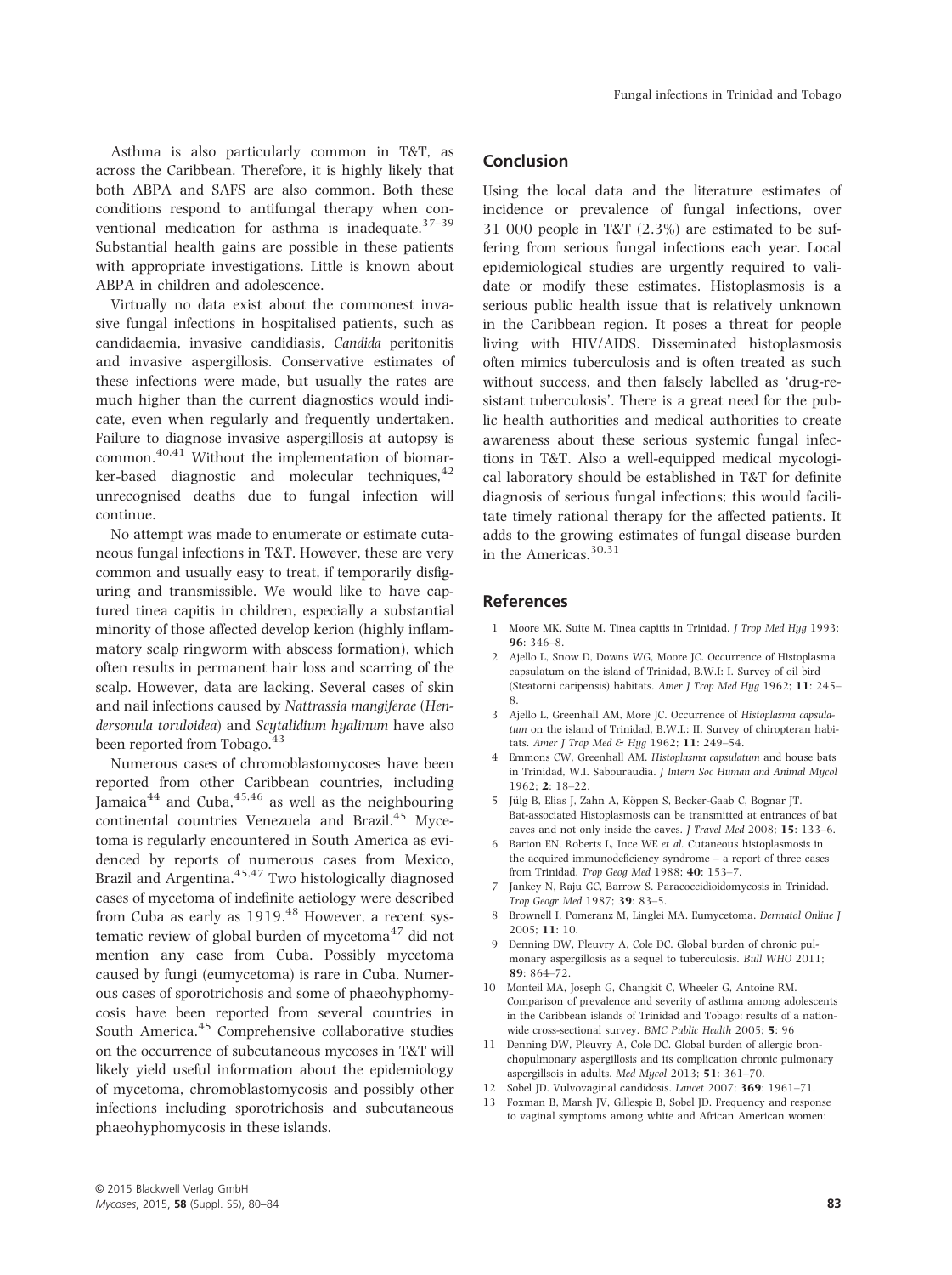Asthma is also particularly common in T&T, as across the Caribbean. Therefore, it is highly likely that both ABPA and SAFS are also common. Both these conditions respond to antifungal therapy when conventional medication for asthma is inadequate.[37–39] Substantial health gains are possible in these patients with appropriate investigations. Little is known about ABPA in children and adolescence.

Virtually no data exist about the commonest invasive fungal infections in hospitalised patients, such as candidaemia, invasive candidiasis, *Candida* peritonitis and invasive aspergillosis. Conservative estimates of these infections were made, but usually the rates are much higher than the current diagnostics would indicate, even when regularly and frequently undertaken. Failure to diagnose invasive aspergillosis at autopsy is common.[40,41] Without the implementation of biomarker-based diagnostic and molecular techniques,[42] unrecognised deaths due to fungal infection will continue.

No attempt was made to enumerate or estimate cutaneous fungal infections in T&T. However, these are very common and usually easy to treat, if temporarily disfiguring and transmissible. We would like to have captured tinea capitis in children, especially a substantial minority of those affected develop kerion (highly inflammatory scalp ringworm with abscess formation), which often results in permanent hair loss and scarring of the scalp. However, data are lacking. Several cases of skin and nail infections caused by *Nattrassia mangiferae* (*Hendersonula toruloidea*) and *Scytalidium hyalinum* have also been reported from Tobago.[43]

Numerous cases of chromoblastomycoses have been reported from other Caribbean countries, including Jamaica[44] and Cuba,[45,46] as well as the neighbouring continental countries Venezuela and Brazil.[45] Mycetoma is regularly encountered in South America as evidenced by reports of numerous cases from Mexico, Brazil and Argentina.[45,47] Two histologically diagnosed cases of mycetoma of indefinite aetiology were described from Cuba as early as 1919.[48] However, a recent systematic review of global burden of mycetoma[47] did not mention any case from Cuba. Possibly mycetoma caused by fungi (eumycetoma) is rare in Cuba. Numerous cases of sporotrichosis and some of phaeohyphomycosis have been reported from several countries in South America.[45] Comprehensive collaborative studies on the occurrence of subcutaneous mycoses in T&T will likely yield useful information about the epidemiology of mycetoma, chromoblastomycosis and possibly other infections including sporotrichosis and subcutaneous phaeohyphomycosis in these islands.

## Conclusion

Using the local data and the literature estimates of incidence or prevalence of fungal infections, over 31 000 people in T&T (2.3%) are estimated to be suffering from serious fungal infections each year. Local epidemiological studies are urgently required to validate or modify these estimates. Histoplasmosis is a serious public health issue that is relatively unknown in the Caribbean region. It poses a threat for people living with HIV/AIDS. Disseminated histoplasmosis often mimics tuberculosis and is often treated as such without success, and then falsely labelled as 'drug-resistant tuberculosis'. There is a great need for the public health authorities and medical authorities to create awareness about these serious systemic fungal infections in T&T. Also a well-equipped medical mycological laboratory should be established in T&T for definite diagnosis of serious fungal infections; this would facilitate timely rational therapy for the affected patients. It adds to the growing estimates of fungal disease burden in the Americas.[30,31]

## References

1. Moore MK, Suite M. Tinea capitis in Trinidad. *J Trop Med Hyg* 1993; **96**: 346–8.
2. Ajello L, Snow D, Downs WG, Moore JC. Occurrence of Histoplasma capsulatum on the island of Trinidad, B.W.I: I. Survey of oil bird (Steatorni caripensis) habitats. *Amer J Trop Med Hyg* 1962; **11**: 245–8.
3. Ajello L, Greenhall AM, More JC. Occurrence of *Histoplasma capsulatum* on the island of Trinidad, B.W.I.: II. Survey of chiropteran habitats. *Amer J Trop Med & Hyg* 1962; **11**: 249–54.
4. Emmons CW, Greenhall AM. *Histoplasma capsulatum* and house bats in Trinidad, W.I. Sabouraudia. *J Intern Soc Human and Animal Mycol* 1962; **2**: 18–22.
5. Jülg B, Elias J, Zahn A, Köppen S, Becker-Gaab C, Bognar JT. Bat-associated Histoplasmosis can be transmitted at entrances of bat caves and not only inside the caves. *J Travel Med* 2008; **15**: 133–6.
6. Barton EN, Roberts L, Ince WE *et al.* Cutaneous histoplasmosis in the acquired immunodeficiency syndrome – a report of three cases from Trinidad. *Trop Geog Med* 1988; **40**: 153–7.
7. Jankey N, Raju GC, Barrow S. Paracoccidioidomycosis in Trinidad. *Trop Geogr Med* 1987; **39**: 83–5.
8. Brownell I, Pomeranz M, Linglei MA. Eumycetoma. *Dermatol Online J* 2005; **11**: 10.
9. Denning DW, Pleuvry A, Cole DC. Global burden of chronic pulmonary aspergillosis as a sequel to tuberculosis. *Bull WHO* 2011; **89**: 864–72.
10. Monteil MA, Joseph G, Changkit C, Wheeler G, Antoine RM. Comparison of prevalence and severity of asthma among adolescents in the Caribbean islands of Trinidad and Tobago: results of a nationwide cross-sectional survey. *BMC Public Health* 2005; **5**: 96
11. Denning DW, Pleuvry A, Cole DC. Global burden of allergic bronchopulmonary aspergillosis and its complication chronic pulmonary aspergillsois in adults. *Med Mycol* 2013; **51**: 361–70.
12. Sobel JD. Vulvovaginal candidosis. *Lancet* 2007; **369**: 1961–71.
13. Foxman B, Marsh JV, Gillespie B, Sobel JD. Frequency and response to vaginal symptoms among white and African American women: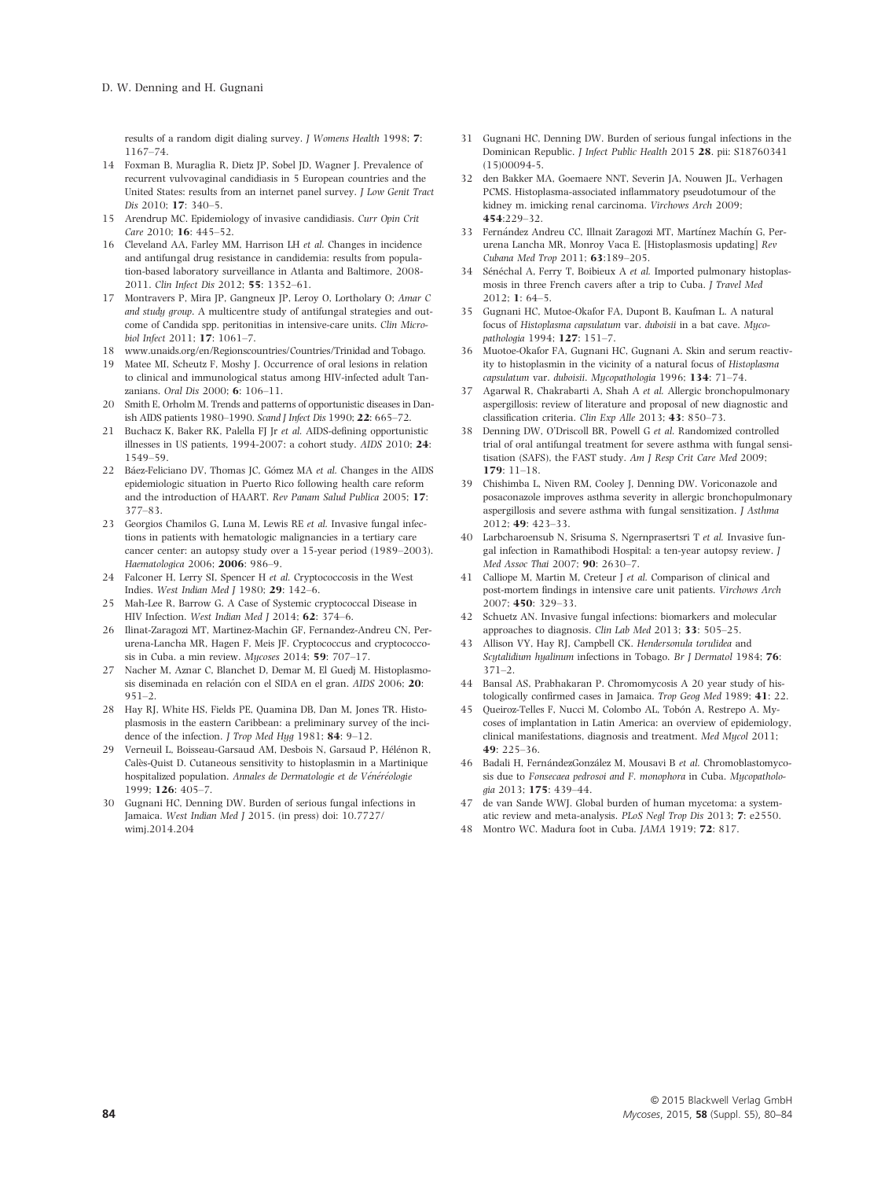results of a random digit dialing survey. *J Womens Health* 1998; **7**: 1167–74.

14 Foxman B, Muraglia R, Dietz JP, Sobel JD, Wagner J. Prevalence of recurrent vulvovaginal candidiasis in 5 European countries and the United States: results from an internet panel survey. *J Low Genit Tract Dis* 2010; **17**: 340–5.

15 Arendrup MC. Epidemiology of invasive candidiasis. *Curr Opin Crit Care* 2010; **16**: 445–52.

16 Cleveland AA, Farley MM, Harrison LH *et al.* Changes in incidence and antifungal drug resistance in candidemia: results from population-based laboratory surveillance in Atlanta and Baltimore, 2008-2011. *Clin Infect Dis* 2012; **55**: 1352–61.

17 Montravers P, Mira JP, Gangneux JP, Leroy O, Lortholary O; *Amar C and study group*. A multicentre study of antifungal strategies and outcome of Candida spp. peritonitias in intensive-care units. *Clin Microbiol Infect* 2011; **17**: 1061–7.

18 www.unaids.org/en/Regionscountries/Countries/Trinidad and Tobago.

19 Matee MI, Scheutz F, Moshy J. Occurrence of oral lesions in relation to clinical and immunological status among HIV-infected adult Tanzanians. *Oral Dis* 2000; **6**: 106–11.

20 Smith E, Orholm M. Trends and patterns of opportunistic diseases in Danish AIDS patients 1980–1990. *Scand J Infect Dis* 1990; **22**: 665–72.

21 Buchacz K, Baker RK, Palella FJ Jr *et al.* AIDS-defining opportunistic illnesses in US patients, 1994-2007: a cohort study. *AIDS* 2010; **24**: 1549–59.

22 Báez-Feliciano DV, Thomas JC, Gómez MA *et al.* Changes in the AIDS epidemiologic situation in Puerto Rico following health care reform and the introduction of HAART. *Rev Panam Salud Publica* 2005; **17**: 377–83.

23 Georgios Chamilos G, Luna M, Lewis RE *et al.* Invasive fungal infections in patients with hematologic malignancies in a tertiary care cancer center: an autopsy study over a 15-year period (1989–2003). *Haematologica* 2006; **2006**: 986–9.

24 Falconer H, Lerry SI, Spencer H *et al.* Cryptococcosis in the West Indies. *West Indian Med J* 1980; **29**: 142–6.

25 Mah-Lee R, Barrow G. A Case of Systemic cryptococcal Disease in HIV Infection. *West Indian Med J* 2014; **62**: 374–6.

26 Ilinat-Zaragozi MT, Martinez-Machin GF, Fernandez-Andreu CN, Perurena-Lancha MR, Hagen F, Meis JF. Cryptococcus and cryptococcosis in Cuba. a min review. *Mycoses* 2014; **59**: 707–17.

27 Nacher M, Aznar C, Blanchet D, Demar M, El Guedj M. Histoplasmosis diseminada en relación con el SIDA en el gran. *AIDS* 2006; **20**: 951–2.

28 Hay RJ, White HS, Fields PE, Quamina DB, Dan M, Jones TR. Histoplasmosis in the eastern Caribbean: a preliminary survey of the incidence of the infection. *J Trop Med Hyg* 1981; **84**: 9–12.

29 Verneuil L, Boisseau-Garsaud AM, Desbois N, Garsaud P, Hélénon R, Calès-Quist D. Cutaneous sensitivity to histoplasmin in a Martinique hospitalized population. *Annales de Dermatologie et de Vénéréologie* 1999; **126**: 405–7.

30 Gugnani HC, Denning DW. Burden of serious fungal infections in Jamaica. *West Indian Med J* 2015. (in press) doi: 10.7727/wimj.2014.204

31 Gugnani HC, Denning DW. Burden of serious fungal infections in the Dominican Republic. *J Infect Public Health* 2015 **28**. pii: S18760341(15)00094-5.

32 den Bakker MA, Goemaere NNT, Severin JA, Nouwen JL, Verhagen PCMS. Histoplasma-associated inflammatory pseudotumour of the kidney m. imicking renal carcinoma. *Virchows Arch* 2009; **454**:229–32.

33 Fernández Andreu CC, Illnait Zaragozi MT, Martínez Machín G, Perurena Lancha MR, Monroy Vaca E. [Histoplasmosis updating] *Rev Cubana Med Trop* 2011; **63**:189–205.

34 Sénéchal A, Ferry T, Boibieux A *et al.* Imported pulmonary histoplasmosis in three French cavers after a trip to Cuba. *J Travel Med* 2012; **1**: 64–5.

35 Gugnani HC, Mutoe-Okafor FA, Dupont B, Kaufman L. A natural focus of *Histoplasma capsulatum* var. *duboisii* in a bat cave. *Mycopathologia* 1994; **127**: 151–7.

36 Muotoe-Okafor FA, Gugnani HC, Gugnani A. Skin and serum reactivity to histoplasmin in the vicinity of a natural focus of *Histoplasma capsulatum* var. *duboisii*. *Mycopathologia* 1996; **134**: 71–74.

37 Agarwal R, Chakrabarti A, Shah A *et al.* Allergic bronchopulmonary aspergillosis: review of literature and proposal of new diagnostic and classification criteria. *Clin Exp Alle* 2013; **43**: 850–73.

38 Denning DW, O'Driscoll BR, Powell G *et al.* Randomized controlled trial of oral antifungal treatment for severe asthma with fungal sensitisation (SAFS), the FAST study. *Am J Resp Crit Care Med* 2009; **179**: 11–18.

39 Chishimba L, Niven RM, Cooley J, Denning DW. Voriconazole and posaconazole improves asthma severity in allergic bronchopulmonary aspergillosis and severe asthma with fungal sensitization. *J Asthma* 2012; **49**: 423–33.

40 Larbcharoensub N, Srisuma S, Ngernprasertsri T *et al.* Invasive fungal infection in Ramathibodi Hospital: a ten-year autopsy review. *J Med Assoc Thai* 2007; **90**: 2630–7.

41 Calliope M, Martin M, Creteur J *et al.* Comparison of clinical and post-mortem findings in intensive care unit patients. *Virchows Arch* 2007; **450**: 329–33.

42 Schuetz AN. Invasive fungal infections: biomarkers and molecular approaches to diagnosis. *Clin Lab Med* 2013; **33**: 505–25.

43 Allison VY, Hay RJ, Campbell CK. *Hendersonula torulidea* and *Scytalidium hyalinum* infections in Tobago. *Br J Dermatol* 1984; **76**: 371–2.

44 Bansal AS, Prabhakaran P. Chromomycosis A 20 year study of histologically confirmed cases in Jamaica. *Trop Geog Med* 1989; **41**: 22.

45 Queiroz-Telles F, Nucci M, Colombo AL, Tobón A, Restrepo A. Mycoses of implantation in Latin America: an overview of epidemiology, clinical manifestations, diagnosis and treatment. *Med Mycol* 2011; **49**: 225–36.

46 Badali H, FernándezGonzález M, Mousavi B *et al.* Chromoblastomycosis due to *Fonsecaea pedrosoi* and *F. monophora* in Cuba. *Mycopathologia* 2013; **175**: 439–44.

47 de van Sande WWJ. Global burden of human mycetoma: a systematic review and meta-analysis. *PLoS Negl Trop Dis* 2013; **7**: e2550.

48 Montro WC. Madura foot in Cuba. *JAMA* 1919; **72**: 817.